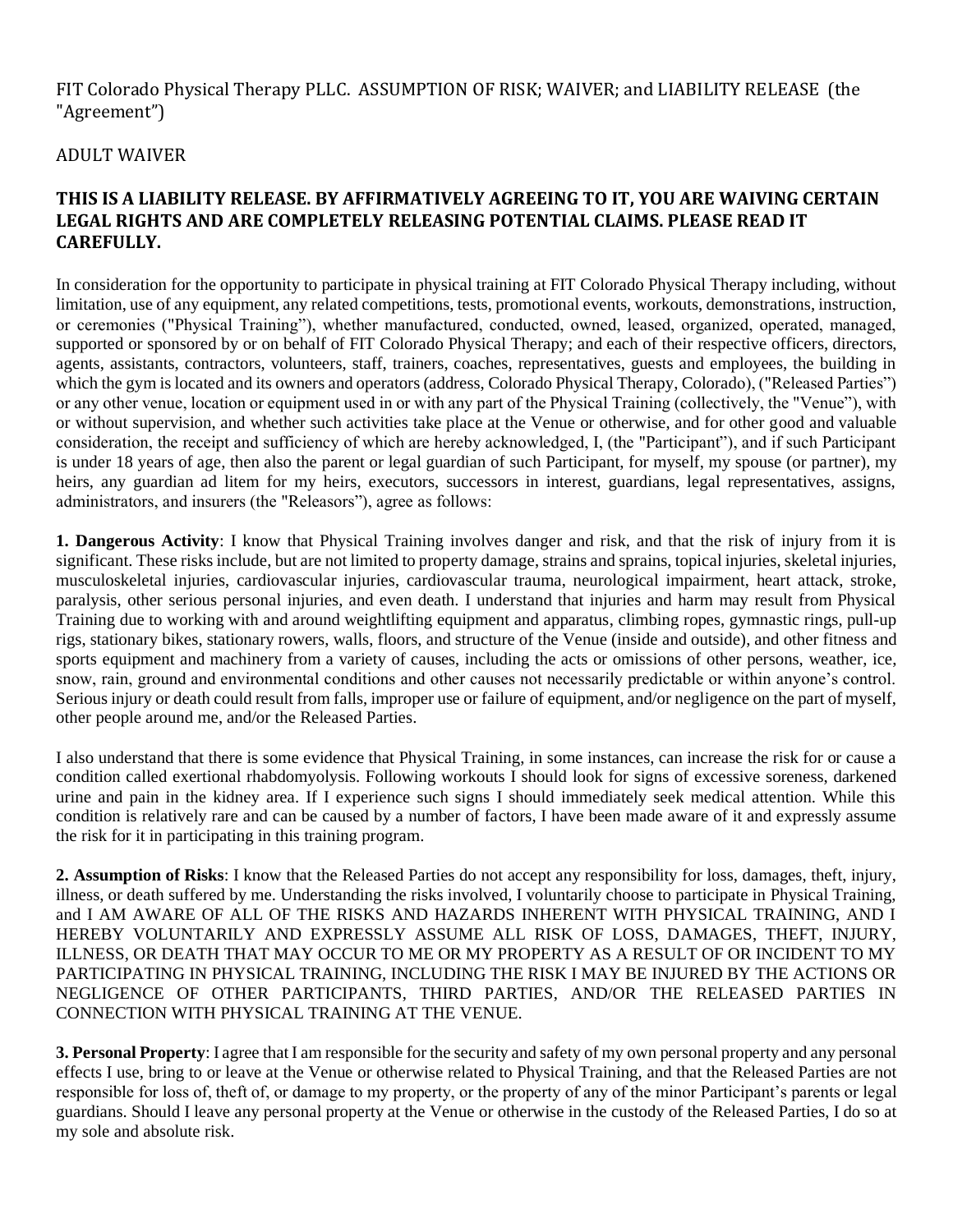FIT Colorado Physical Therapy PLLC. ASSUMPTION OF RISK; WAIVER; and LIABILITY RELEASE (the "Agreement")

ADULT WAIVER

**THIS IS A LIABILITY RELEASE. BY AFFIRMATIVELY AGREEING TO IT, YOU ARE WAIVING CERTAIN LEGAL RIGHTS AND ARE COMPLETELY RELEASING POTENTIAL CLAIMS. PLEASE READ IT CAREFULLY.**

In consideration for the opportunity to participate in physical training at FIT Colorado Physical Therapy including, without limitation, use of any equipment, any related competitions, tests, promotional events, workouts, demonstrations, instruction, or ceremonies ("Physical Training"), whether manufactured, conducted, owned, leased, organized, operated, managed, supported or sponsored by or on behalf of FIT Colorado Physical Therapy; and each of their respective officers, directors, agents, assistants, contractors, volunteers, staff, trainers, coaches, representatives, guests and employees, the building in which the gym is located and its owners and operators (address, Colorado Physical Therapy, Colorado), ("Released Parties") or any other venue, location or equipment used in or with any part of the Physical Training (collectively, the "Venue"), with or without supervision, and whether such activities take place at the Venue or otherwise, and for other good and valuable consideration, the receipt and sufficiency of which are hereby acknowledged, I, (the "Participant"), and if such Participant is under 18 years of age, then also the parent or legal guardian of such Participant, for myself, my spouse (or partner), my heirs, any guardian ad litem for my heirs, executors, successors in interest, guardians, legal representatives, assigns, administrators, and insurers (the "Releasors"), agree as follows:

**1. Dangerous Activity**: I know that Physical Training involves danger and risk, and that the risk of injury from it is significant. These risks include, but are not limited to property damage, strains and sprains, topical injuries, skeletal injuries, musculoskeletal injuries, cardiovascular injuries, cardiovascular trauma, neurological impairment, heart attack, stroke, paralysis, other serious personal injuries, and even death. I understand that injuries and harm may result from Physical Training due to working with and around weightlifting equipment and apparatus, climbing ropes, gymnastic rings, pull-up rigs, stationary bikes, stationary rowers, walls, floors, and structure of the Venue (inside and outside), and other fitness and sports equipment and machinery from a variety of causes, including the acts or omissions of other persons, weather, ice, snow, rain, ground and environmental conditions and other causes not necessarily predictable or within anyone's control. Serious injury or death could result from falls, improper use or failure of equipment, and/or negligence on the part of myself, other people around me, and/or the Released Parties.

I also understand that there is some evidence that Physical Training, in some instances, can increase the risk for or cause a condition called exertional rhabdomyolysis. Following workouts I should look for signs of excessive soreness, darkened urine and pain in the kidney area. If I experience such signs I should immediately seek medical attention. While this condition is relatively rare and can be caused by a number of factors, I have been made aware of it and expressly assume the risk for it in participating in this training program.

**2. Assumption of Risks**: I know that the Released Parties do not accept any responsibility for loss, damages, theft, injury, illness, or death suffered by me. Understanding the risks involved, I voluntarily choose to participate in Physical Training, and I AM AWARE OF ALL OF THE RISKS AND HAZARDS INHERENT WITH PHYSICAL TRAINING, AND I HEREBY VOLUNTARILY AND EXPRESSLY ASSUME ALL RISK OF LOSS, DAMAGES, THEFT, INJURY, ILLNESS, OR DEATH THAT MAY OCCUR TO ME OR MY PROPERTY AS A RESULT OF OR INCIDENT TO MY PARTICIPATING IN PHYSICAL TRAINING, INCLUDING THE RISK I MAY BE INJURED BY THE ACTIONS OR NEGLIGENCE OF OTHER PARTICIPANTS, THIRD PARTIES, AND/OR THE RELEASED PARTIES IN CONNECTION WITH PHYSICAL TRAINING AT THE VENUE.

**3. Personal Property**: I agree that I am responsible for the security and safety of my own personal property and any personal effects I use, bring to or leave at the Venue or otherwise related to Physical Training, and that the Released Parties are not responsible for loss of, theft of, or damage to my property, or the property of any of the minor Participant's parents or legal guardians. Should I leave any personal property at the Venue or otherwise in the custody of the Released Parties, I do so at my sole and absolute risk.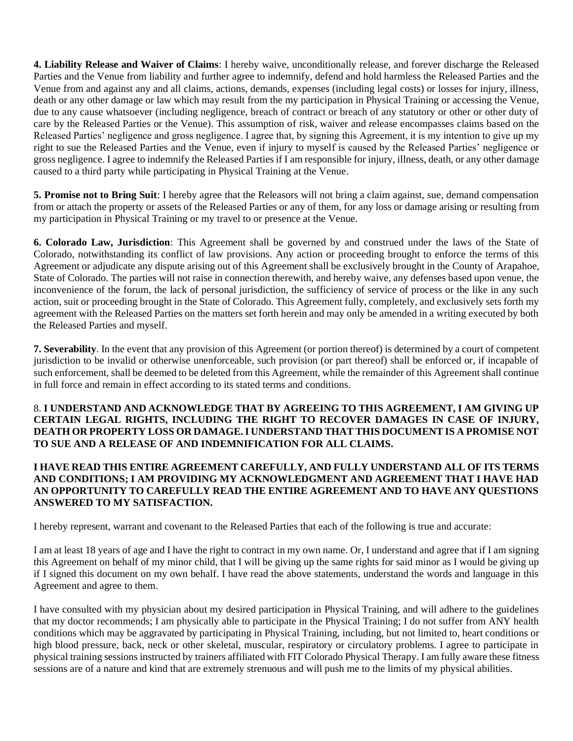**4. Liability Release and Waiver of Claims**: I hereby waive, unconditionally release, and forever discharge the Released Parties and the Venue from liability and further agree to indemnify, defend and hold harmless the Released Parties and the Venue from and against any and all claims, actions, demands, expenses (including legal costs) or losses for injury, illness, death or any other damage or law which may result from the my participation in Physical Training or accessing the Venue, due to any cause whatsoever (including negligence, breach of contract or breach of any statutory or other or other duty of care by the Released Parties or the Venue). This assumption of risk, waiver and release encompasses claims based on the Released Parties' negligence and gross negligence. I agree that, by signing this Agreement, it is my intention to give up my right to sue the Released Parties and the Venue, even if injury to myself is caused by the Released Parties' negligence or gross negligence. I agree to indemnify the Released Parties if I am responsible for injury, illness, death, or any other damage caused to a third party while participating in Physical Training at the Venue.

**5. Promise not to Bring Suit**: I hereby agree that the Releasors will not bring a claim against, sue, demand compensation from or attach the property or assets of the Released Parties or any of them, for any loss or damage arising or resulting from my participation in Physical Training or my travel to or presence at the Venue.

**6. Colorado Law, Jurisdiction**: This Agreement shall be governed by and construed under the laws of the State of Colorado, notwithstanding its conflict of law provisions. Any action or proceeding brought to enforce the terms of this Agreement or adjudicate any dispute arising out of this Agreement shall be exclusively brought in the County of Arapahoe, State of Colorado. The parties will not raise in connection therewith, and hereby waive, any defenses based upon venue, the inconvenience of the forum, the lack of personal jurisdiction, the sufficiency of service of process or the like in any such action, suit or proceeding brought in the State of Colorado. This Agreement fully, completely, and exclusively sets forth my agreement with the Released Parties on the matters set forth herein and may only be amended in a writing executed by both the Released Parties and myself.

**7. Severability**. In the event that any provision of this Agreement (or portion thereof) is determined by a court of competent jurisdiction to be invalid or otherwise unenforceable, such provision (or part thereof) shall be enforced or, if incapable of such enforcement, shall be deemed to be deleted from this Agreement, while the remainder of this Agreement shall continue in full force and remain in effect according to its stated terms and conditions.

8. **I UNDERSTAND AND ACKNOWLEDGE THAT BY AGREEING TO THIS AGREEMENT, I AM GIVING UP CERTAIN LEGAL RIGHTS, INCLUDING THE RIGHT TO RECOVER DAMAGES IN CASE OF INJURY, DEATH OR PROPERTY LOSS OR DAMAGE. I UNDERSTAND THAT THIS DOCUMENT IS A PROMISE NOT TO SUE AND A RELEASE OF AND INDEMNIFICATION FOR ALL CLAIMS.**

**I HAVE READ THIS ENTIRE AGREEMENT CAREFULLY, AND FULLY UNDERSTAND ALL OF ITS TERMS AND CONDITIONS; I AM PROVIDING MY ACKNOWLEDGMENT AND AGREEMENT THAT I HAVE HAD AN OPPORTUNITY TO CAREFULLY READ THE ENTIRE AGREEMENT AND TO HAVE ANY QUESTIONS ANSWERED TO MY SATISFACTION.**

I hereby represent, warrant and covenant to the Released Parties that each of the following is true and accurate:

I am at least 18 years of age and I have the right to contract in my own name. Or, I understand and agree that if I am signing this Agreement on behalf of my minor child, that I will be giving up the same rights for said minor as I would be giving up if I signed this document on my own behalf. I have read the above statements, understand the words and language in this Agreement and agree to them.

I have consulted with my physician about my desired participation in Physical Training, and will adhere to the guidelines that my doctor recommends; I am physically able to participate in the Physical Training; I do not suffer from ANY health conditions which may be aggravated by participating in Physical Training, including, but not limited to, heart conditions or high blood pressure, back, neck or other skeletal, muscular, respiratory or circulatory problems. I agree to participate in physical training sessions instructed by trainers affiliated with FIT Colorado Physical Therapy. I am fully aware these fitness sessions are of a nature and kind that are extremely strenuous and will push me to the limits of my physical abilities.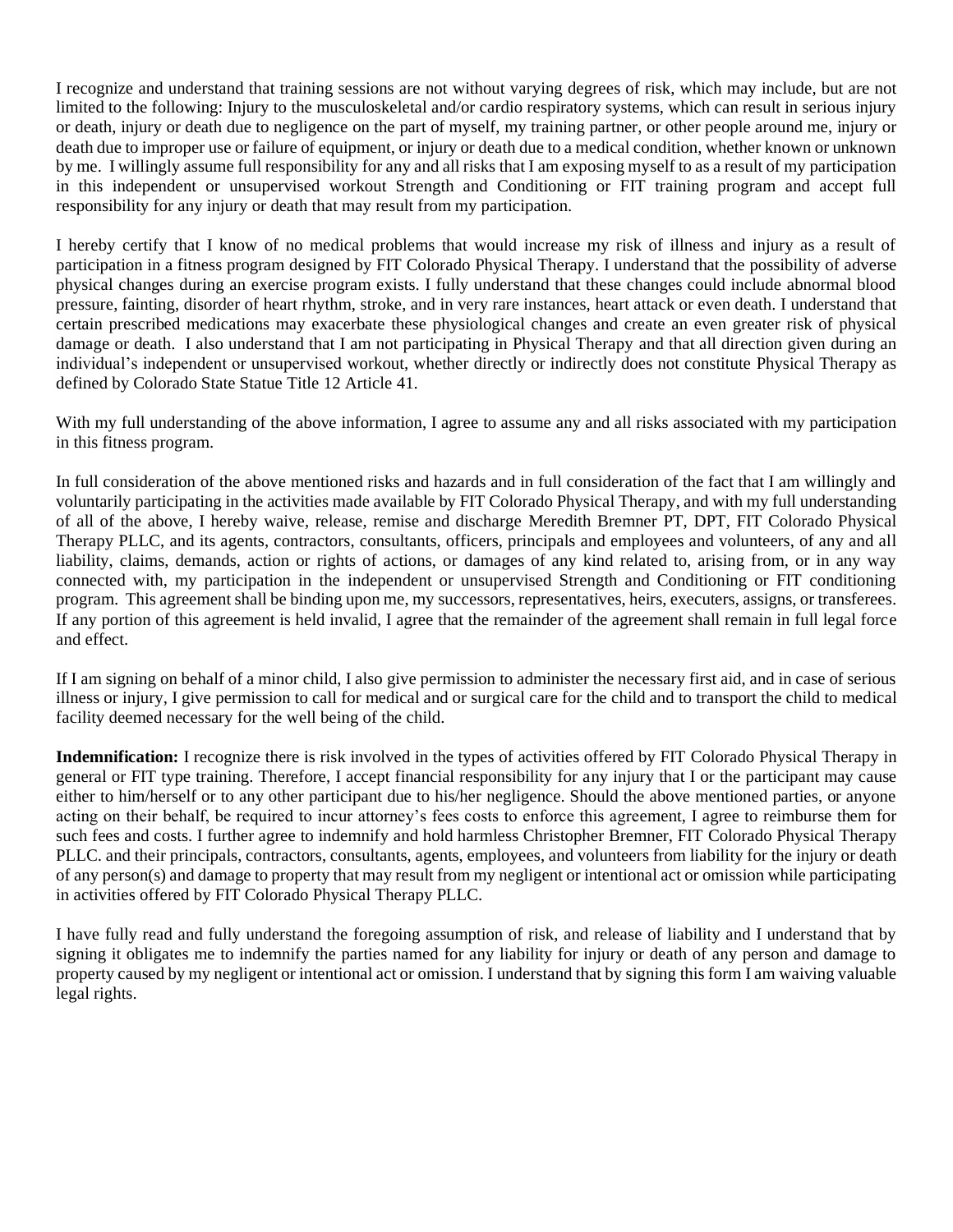I recognize and understand that training sessions are not without varying degrees of risk, which may include, but are not limited to the following: Injury to the musculoskeletal and/or cardio respiratory systems, which can result in serious injury or death, injury or death due to negligence on the part of myself, my training partner, or other people around me, injury or death due to improper use or failure of equipment, or injury or death due to a medical condition, whether known or unknown by me. I willingly assume full responsibility for any and all risks that I am exposing myself to as a result of my participation in this independent or unsupervised workout Strength and Conditioning or FIT training program and accept full responsibility for any injury or death that may result from my participation.

I hereby certify that I know of no medical problems that would increase my risk of illness and injury as a result of participation in a fitness program designed by FIT Colorado Physical Therapy. I understand that the possibility of adverse physical changes during an exercise program exists. I fully understand that these changes could include abnormal blood pressure, fainting, disorder of heart rhythm, stroke, and in very rare instances, heart attack or even death. I understand that certain prescribed medications may exacerbate these physiological changes and create an even greater risk of physical damage or death. I also understand that I am not participating in Physical Therapy and that all direction given during an individual's independent or unsupervised workout, whether directly or indirectly does not constitute Physical Therapy as defined by Colorado State Statue Title 12 Article 41.

With my full understanding of the above information, I agree to assume any and all risks associated with my participation in this fitness program.

In full consideration of the above mentioned risks and hazards and in full consideration of the fact that I am willingly and voluntarily participating in the activities made available by FIT Colorado Physical Therapy, and with my full understanding of all of the above, I hereby waive, release, remise and discharge Meredith Bremner PT, DPT, FIT Colorado Physical Therapy PLLC, and its agents, contractors, consultants, officers, principals and employees and volunteers, of any and all liability, claims, demands, action or rights of actions, or damages of any kind related to, arising from, or in any way connected with, my participation in the independent or unsupervised Strength and Conditioning or FIT conditioning program. This agreement shall be binding upon me, my successors, representatives, heirs, executers, assigns, or transferees. If any portion of this agreement is held invalid, I agree that the remainder of the agreement shall remain in full legal force and effect.

If I am signing on behalf of a minor child, I also give permission to administer the necessary first aid, and in case of serious illness or injury, I give permission to call for medical and or surgical care for the child and to transport the child to medical facility deemed necessary for the well being of the child.

**Indemnification:** I recognize there is risk involved in the types of activities offered by FIT Colorado Physical Therapy in general or FIT type training. Therefore, I accept financial responsibility for any injury that I or the participant may cause either to him/herself or to any other participant due to his/her negligence. Should the above mentioned parties, or anyone acting on their behalf, be required to incur attorney's fees costs to enforce this agreement, I agree to reimburse them for such fees and costs. I further agree to indemnify and hold harmless Christopher Bremner, FIT Colorado Physical Therapy PLLC. and their principals, contractors, consultants, agents, employees, and volunteers from liability for the injury or death of any person(s) and damage to property that may result from my negligent or intentional act or omission while participating in activities offered by FIT Colorado Physical Therapy PLLC.

I have fully read and fully understand the foregoing assumption of risk, and release of liability and I understand that by signing it obligates me to indemnify the parties named for any liability for injury or death of any person and damage to property caused by my negligent or intentional act or omission. I understand that by signing this form I am waiving valuable legal rights.